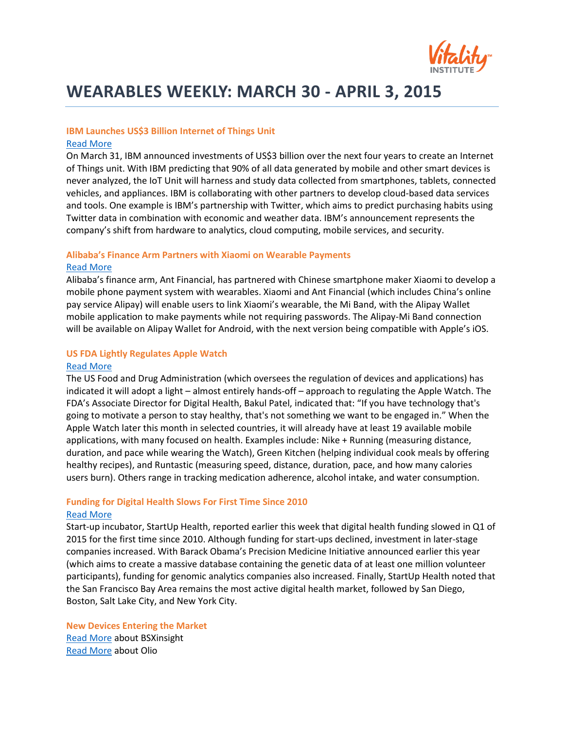# WEARABLES WEEKLY: MARCH 30 - APRIL 3, 2015

### IBM Launches US$3 Billion Internet of Things Unit

Read More

On March 31, IBM announced investments of US$3 billion over the next four years to create an Internet of Things unit. With IBM predicting that 90% of all data generated by mobile and other smart devices is never analyzed, the IoT Unit will harness and study data collected from smartphones, tablets, connected vehicles, and appliances. IBM is collaborating with other partners to develop cloud-based data services and tools. One example is IBM's partnership with Twitter, which aims to predict purchasing habits using Twitter data in combination with economic and weather data. IBM's announcement represents the company's shift from hardware to analytics, cloud computing, mobile services, and security.

### Alibaba's Finance Arm Partners with Xiaomi on Wearable Payments

Read More

Alibaba's finance arm, Ant Financial, has partnered with Chinese smartphone maker Xiaomi to develop a mobile phone payment system with wearables. Xiaomi and Ant Financial (which includes China's online pay service Alipay) will enable users to link Xiaomi's wearable, the Mi Band, with the Alipay Wallet mobile application to make payments while not requiring passwords. The Alipay-Mi Band connection will be available on Alipay Wallet for Android, with the next version being compatible with Apple's iOS.

### US FDA Lightly Regulates Apple Watch

Read More

The US Food and Drug Administration (which oversees the regulation of devices and applications) has indicated it will adopt a light – almost entirely hands-off – approach to regulating the Apple Watch. The FDA's Associate Director for Digital Health, Bakul Patel, indicated that: "If you have technology that's going to motivate a person to stay healthy, that's not something we want to be engaged in." When the Apple Watch later this month in selected countries, it will already have at least 19 available mobile applications, with many focused on health. Examples include: Nike + Running (measuring distance, duration, and pace while wearing the Watch), Green Kitchen (helping individual cook meals by offering healthy recipes), and Runtastic (measuring speed, distance, duration, pace, and how many calories users burn). Others range in tracking medication adherence, alcohol intake, and water consumption.

### Funding for Digital Health Slows For First Time Since 2010

Read More

Start-up incubator, StartUp Health, reported earlier this week that digital health funding slowed in Q1 of 2015 for the first time since 2010. Although funding for start-ups declined, investment in later-stage companies increased. With Barack Obama's Precision Medicine Initiative announced earlier this year (which aims to create a massive database containing the genetic data of at least one million volunteer participants), funding for genomic analytics companies also increased. Finally, StartUp Health noted that the San Francisco Bay Area remains the most active digital health market, followed by San Diego, Boston, Salt Lake City, and New York City.

### New Devices Entering the Market

Read More about BSXinsight

Read More about Olio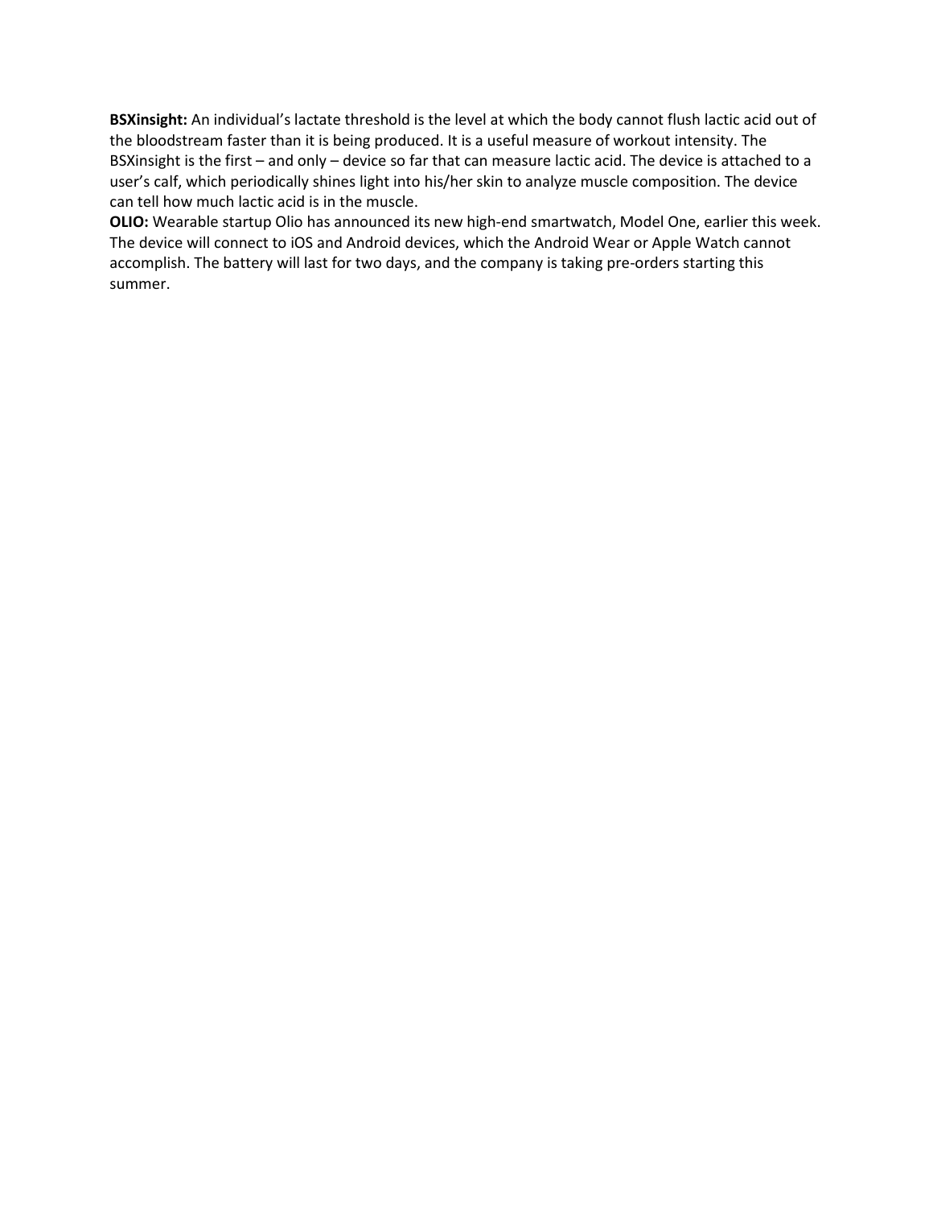**BSXinsight:** An individual's lactate threshold is the level at which the body cannot flush lactic acid out of the bloodstream faster than it is being produced. It is a useful measure of workout intensity. The BSXinsight is the first – and only – device so far that can measure lactic acid. The device is attached to a user's calf, which periodically shines light into his/her skin to analyze muscle composition. The device can tell how much lactic acid is in the muscle.

**OLIO:** Wearable startup Olio has announced its new high-end smartwatch, Model One, earlier this week. The device will connect to iOS and Android devices, which the Android Wear or Apple Watch cannot accomplish. The battery will last for two days, and the company is taking pre-orders starting this summer.